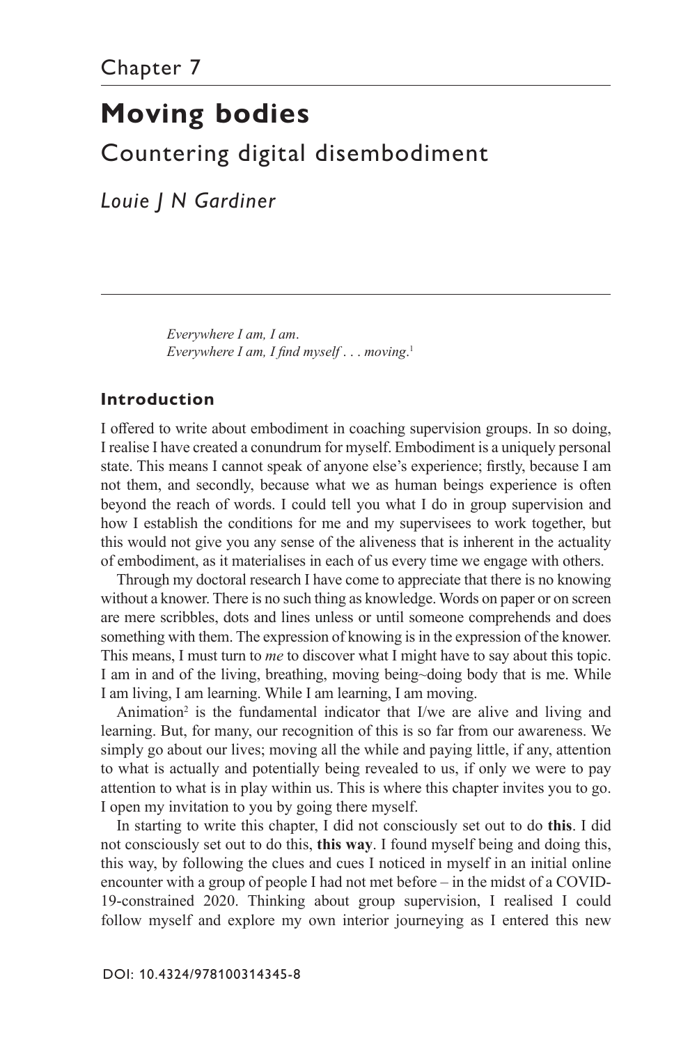Chapter 7

# Moving bodies

## Countering digital disembodiment

*Louie J N Gardiner*

> *Everywhere I am, I am.*
> *Everywhere I am, I find myself . . . moving.*[1]

### Introduction

I offered to write about embodiment in coaching supervision groups. In so doing, I realise I have created a conundrum for myself. Embodiment is a uniquely personal state. This means I cannot speak of anyone else's experience; firstly, because I am not them, and secondly, because what we as human beings experience is often beyond the reach of words. I could tell you what I do in group supervision and how I establish the conditions for me and my supervisees to work together, but this would not give you any sense of the aliveness that is inherent in the actuality of embodiment, as it materialises in each of us every time we engage with others.

Through my doctoral research I have come to appreciate that there is no knowing without a knower. There is no such thing as knowledge. Words on paper or on screen are mere scribbles, dots and lines unless or until someone comprehends and does something with them. The expression of knowing is in the expression of the knower. This means, I must turn to *me* to discover what I might have to say about this topic. I am in and of the living, breathing, moving being~doing body that is me. While I am living, I am learning. While I am learning, I am moving.

Animation[2] is the fundamental indicator that I/we are alive and living and learning. But, for many, our recognition of this is so far from our awareness. We simply go about our lives; moving all the while and paying little, if any, attention to what is actually and potentially being revealed to us, if only we were to pay attention to what is in play within us. This is where this chapter invites you to go. I open my invitation to you by going there myself.

In starting to write this chapter, I did not consciously set out to do **this**. I did not consciously set out to do this, **this way**. I found myself being and doing this, this way, by following the clues and cues I noticed in myself in an initial online encounter with a group of people I had not met before – in the midst of a COVID-19-constrained 2020. Thinking about group supervision, I realised I could follow myself and explore my own interior journeying as I entered this new

DOI: 10.4324/978100314345-8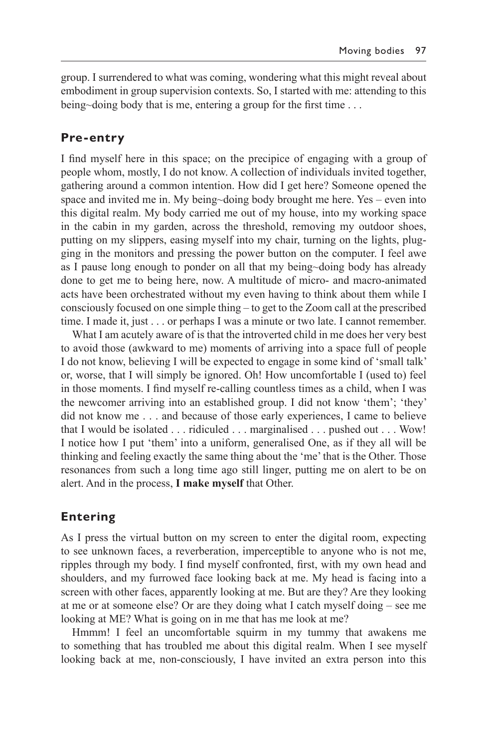group. I surrendered to what was coming, wondering what this might reveal about embodiment in group supervision contexts. So, I started with me: attending to this being~doing body that is me, entering a group for the first time . . .

## Pre-entry

I find myself here in this space; on the precipice of engaging with a group of people whom, mostly, I do not know. A collection of individuals invited together, gathering around a common intention. How did I get here? Someone opened the space and invited me in. My being~doing body brought me here. Yes – even into this digital realm. My body carried me out of my house, into my working space in the cabin in my garden, across the threshold, removing my outdoor shoes, putting on my slippers, easing myself into my chair, turning on the lights, plugging in the monitors and pressing the power button on the computer. I feel awe as I pause long enough to ponder on all that my being~doing body has already done to get me to being here, now. A multitude of micro- and macro-animated acts have been orchestrated without my even having to think about them while I consciously focused on one simple thing – to get to the Zoom call at the prescribed time. I made it, just . . . or perhaps I was a minute or two late. I cannot remember.

What I am acutely aware of is that the introverted child in me does her very best to avoid those (awkward to me) moments of arriving into a space full of people I do not know, believing I will be expected to engage in some kind of 'small talk' or, worse, that I will simply be ignored. Oh! How uncomfortable I (used to) feel in those moments. I find myself re-calling countless times as a child, when I was the newcomer arriving into an established group. I did not know 'them'; 'they' did not know me . . . and because of those early experiences, I came to believe that I would be isolated . . . ridiculed . . . marginalised . . . pushed out . . . Wow! I notice how I put 'them' into a uniform, generalised One, as if they all will be thinking and feeling exactly the same thing about the 'me' that is the Other. Those resonances from such a long time ago still linger, putting me on alert to be on alert. And in the process, **I make myself** that Other.

## Entering

As I press the virtual button on my screen to enter the digital room, expecting to see unknown faces, a reverberation, imperceptible to anyone who is not me, ripples through my body. I find myself confronted, first, with my own head and shoulders, and my furrowed face looking back at me. My head is facing into a screen with other faces, apparently looking at me. But are they? Are they looking at me or at someone else? Or are they doing what I catch myself doing – see me looking at ME? What is going on in me that has me look at me?

Hmmm! I feel an uncomfortable squirm in my tummy that awakens me to something that has troubled me about this digital realm. When I see myself looking back at me, non-consciously, I have invited an extra person into this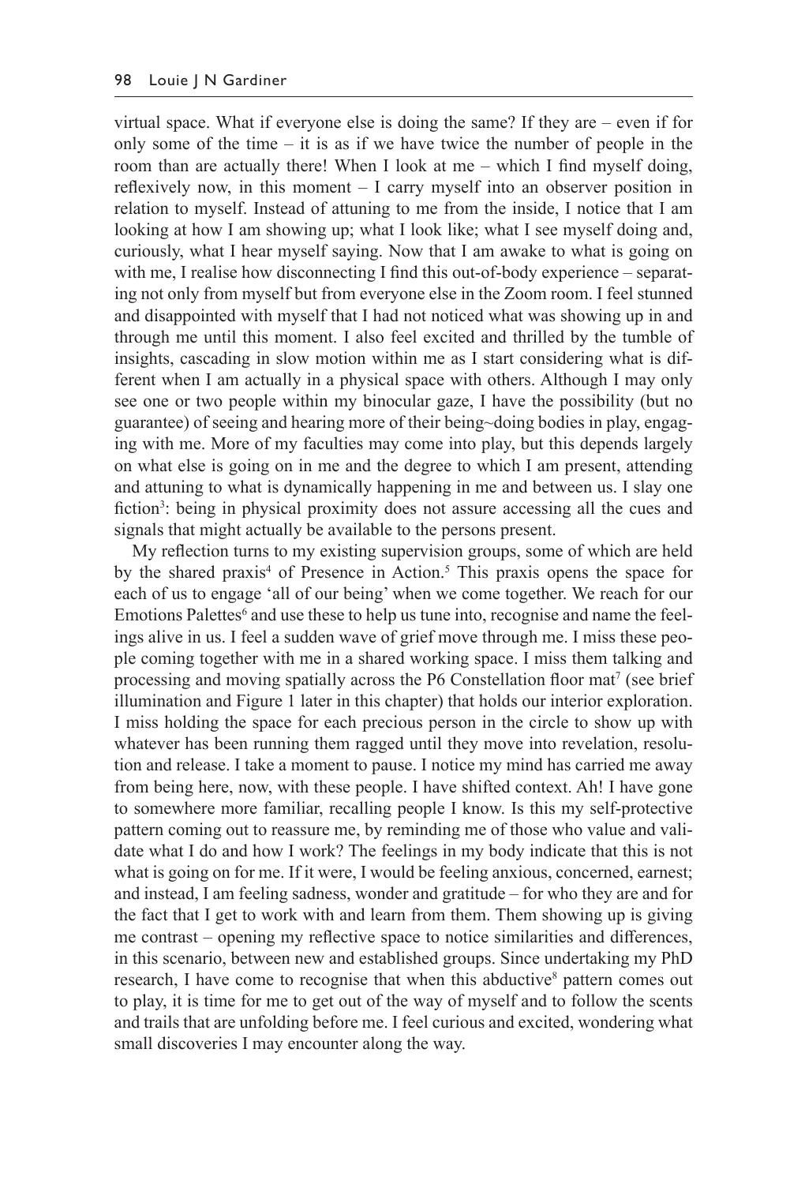virtual space. What if everyone else is doing the same? If they are – even if for only some of the time – it is as if we have twice the number of people in the room than are actually there! When I look at me – which I find myself doing, reflexively now, in this moment – I carry myself into an observer position in relation to myself. Instead of attuning to me from the inside, I notice that I am looking at how I am showing up; what I look like; what I see myself doing and, curiously, what I hear myself saying. Now that I am awake to what is going on with me, I realise how disconnecting I find this out-of-body experience – separating not only from myself but from everyone else in the Zoom room. I feel stunned and disappointed with myself that I had not noticed what was showing up in and through me until this moment. I also feel excited and thrilled by the tumble of insights, cascading in slow motion within me as I start considering what is different when I am actually in a physical space with others. Although I may only see one or two people within my binocular gaze, I have the possibility (but no guarantee) of seeing and hearing more of their being~doing bodies in play, engaging with me. More of my faculties may come into play, but this depends largely on what else is going on in me and the degree to which I am present, attending and attuning to what is dynamically happening in me and between us. I slay one fiction[3]: being in physical proximity does not assure accessing all the cues and signals that might actually be available to the persons present.

My reflection turns to my existing supervision groups, some of which are held by the shared praxis[4] of Presence in Action.[5] This praxis opens the space for each of us to engage 'all of our being' when we come together. We reach for our Emotions Palettes[6] and use these to help us tune into, recognise and name the feelings alive in us. I feel a sudden wave of grief move through me. I miss these people coming together with me in a shared working space. I miss them talking and processing and moving spatially across the P6 Constellation floor mat[7] (see brief illumination and Figure 1 later in this chapter) that holds our interior exploration. I miss holding the space for each precious person in the circle to show up with whatever has been running them ragged until they move into revelation, resolution and release. I take a moment to pause. I notice my mind has carried me away from being here, now, with these people. I have shifted context. Ah! I have gone to somewhere more familiar, recalling people I know. Is this my self-protective pattern coming out to reassure me, by reminding me of those who value and validate what I do and how I work? The feelings in my body indicate that this is not what is going on for me. If it were, I would be feeling anxious, concerned, earnest; and instead, I am feeling sadness, wonder and gratitude – for who they are and for the fact that I get to work with and learn from them. Them showing up is giving me contrast – opening my reflective space to notice similarities and differences, in this scenario, between new and established groups. Since undertaking my PhD research, I have come to recognise that when this abductive[8] pattern comes out to play, it is time for me to get out of the way of myself and to follow the scents and trails that are unfolding before me. I feel curious and excited, wondering what small discoveries I may encounter along the way.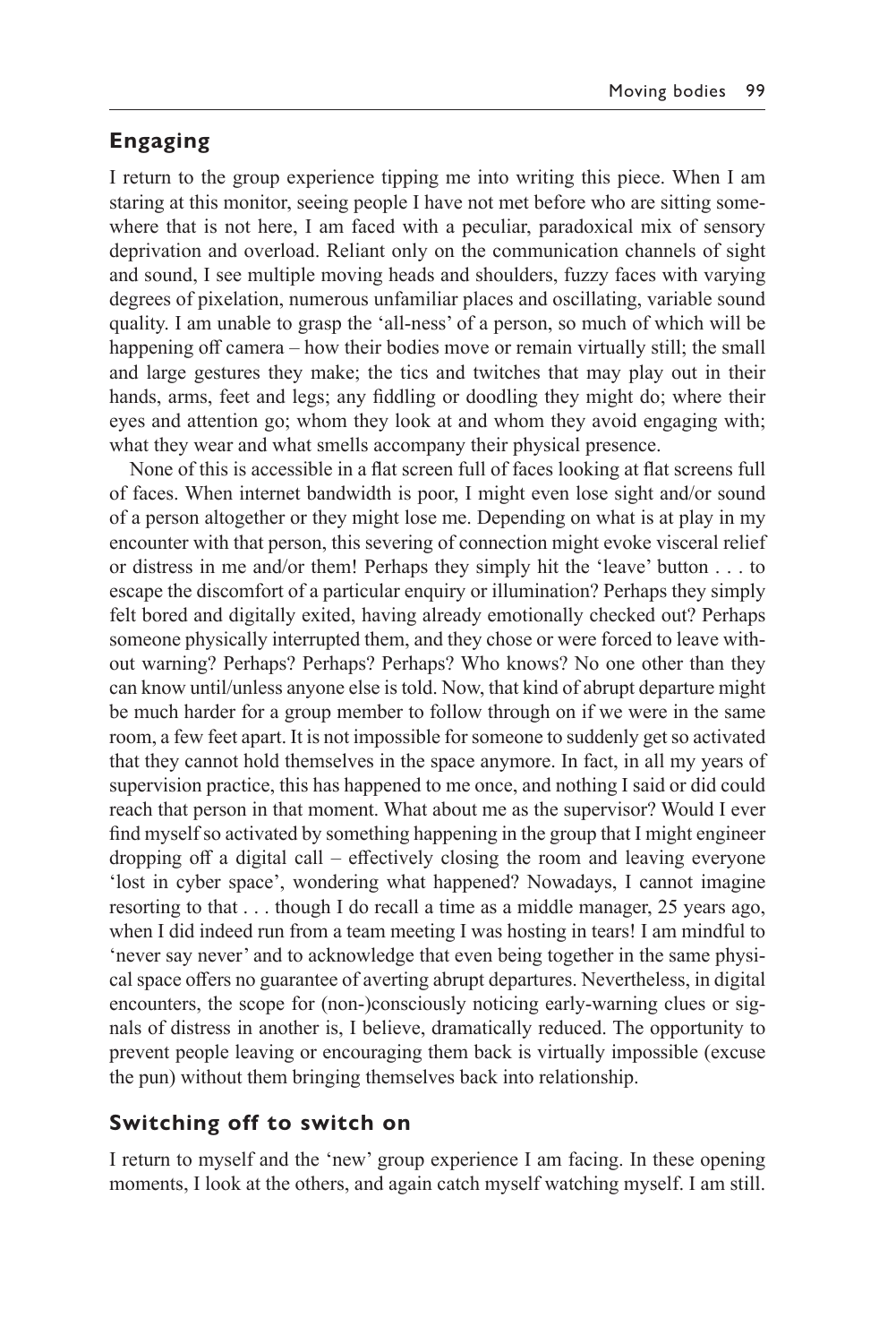## Engaging

I return to the group experience tipping me into writing this piece. When I am staring at this monitor, seeing people I have not met before who are sitting somewhere that is not here, I am faced with a peculiar, paradoxical mix of sensory deprivation and overload. Reliant only on the communication channels of sight and sound, I see multiple moving heads and shoulders, fuzzy faces with varying degrees of pixelation, numerous unfamiliar places and oscillating, variable sound quality. I am unable to grasp the 'all-ness' of a person, so much of which will be happening off camera – how their bodies move or remain virtually still; the small and large gestures they make; the tics and twitches that may play out in their hands, arms, feet and legs; any fiddling or doodling they might do; where their eyes and attention go; whom they look at and whom they avoid engaging with; what they wear and what smells accompany their physical presence.

None of this is accessible in a flat screen full of faces looking at flat screens full of faces. When internet bandwidth is poor, I might even lose sight and/or sound of a person altogether or they might lose me. Depending on what is at play in my encounter with that person, this severing of connection might evoke visceral relief or distress in me and/or them! Perhaps they simply hit the 'leave' button . . . to escape the discomfort of a particular enquiry or illumination? Perhaps they simply felt bored and digitally exited, having already emotionally checked out? Perhaps someone physically interrupted them, and they chose or were forced to leave without warning? Perhaps? Perhaps? Perhaps? Who knows? No one other than they can know until/unless anyone else is told. Now, that kind of abrupt departure might be much harder for a group member to follow through on if we were in the same room, a few feet apart. It is not impossible for someone to suddenly get so activated that they cannot hold themselves in the space anymore. In fact, in all my years of supervision practice, this has happened to me once, and nothing I said or did could reach that person in that moment. What about me as the supervisor? Would I ever find myself so activated by something happening in the group that I might engineer dropping off a digital call – effectively closing the room and leaving everyone 'lost in cyber space', wondering what happened? Nowadays, I cannot imagine resorting to that . . . though I do recall a time as a middle manager, 25 years ago, when I did indeed run from a team meeting I was hosting in tears! I am mindful to 'never say never' and to acknowledge that even being together in the same physical space offers no guarantee of averting abrupt departures. Nevertheless, in digital encounters, the scope for (non-)consciously noticing early-warning clues or signals of distress in another is, I believe, dramatically reduced. The opportunity to prevent people leaving or encouraging them back is virtually impossible (excuse the pun) without them bringing themselves back into relationship.

## Switching off to switch on

I return to myself and the 'new' group experience I am facing. In these opening moments, I look at the others, and again catch myself watching myself. I am still.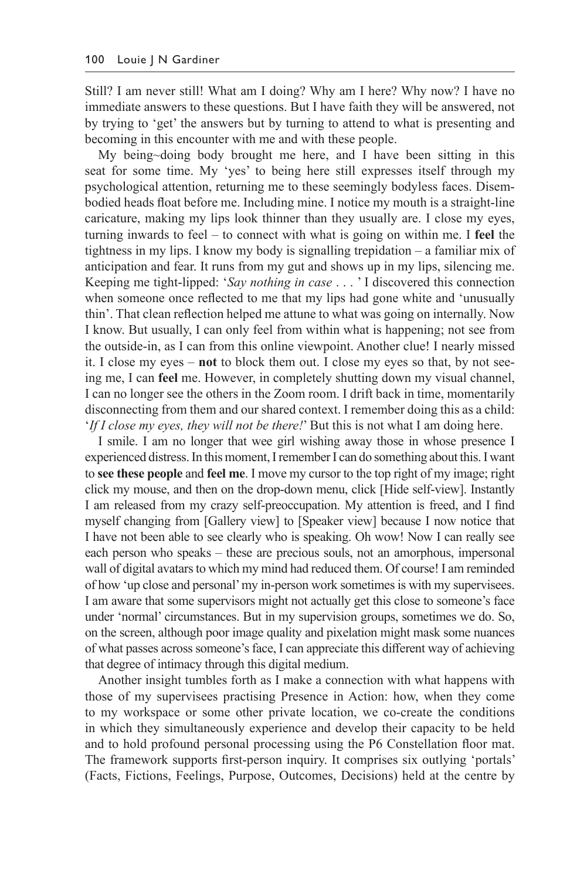Still? I am never still! What am I doing? Why am I here? Why now? I have no immediate answers to these questions. But I have faith they will be answered, not by trying to 'get' the answers but by turning to attend to what is presenting and becoming in this encounter with me and with these people.

My being~doing body brought me here, and I have been sitting in this seat for some time. My 'yes' to being here still expresses itself through my psychological attention, returning me to these seemingly bodyless faces. Disembodied heads float before me. Including mine. I notice my mouth is a straight-line caricature, making my lips look thinner than they usually are. I close my eyes, turning inwards to feel – to connect with what is going on within me. I **feel** the tightness in my lips. I know my body is signalling trepidation – a familiar mix of anticipation and fear. It runs from my gut and shows up in my lips, silencing me. Keeping me tight-lipped: '*Say nothing in case . . .* ' I discovered this connection when someone once reflected to me that my lips had gone white and 'unusually thin'. That clean reflection helped me attune to what was going on internally. Now I know. But usually, I can only feel from within what is happening; not see from the outside-in, as I can from this online viewpoint. Another clue! I nearly missed it. I close my eyes – **not** to block them out. I close my eyes so that, by not seeing me, I can **feel** me. However, in completely shutting down my visual channel, I can no longer see the others in the Zoom room. I drift back in time, momentarily disconnecting from them and our shared context. I remember doing this as a child: '*If I close my eyes, they will not be there!*' But this is not what I am doing here.

I smile. I am no longer that wee girl wishing away those in whose presence I experienced distress. In this moment, I remember I can do something about this. I want to **see these people** and **feel me**. I move my cursor to the top right of my image; right click my mouse, and then on the drop-down menu, click [Hide self-view]. Instantly I am released from my crazy self-preoccupation. My attention is freed, and I find myself changing from [Gallery view] to [Speaker view] because I now notice that I have not been able to see clearly who is speaking. Oh wow! Now I can really see each person who speaks – these are precious souls, not an amorphous, impersonal wall of digital avatars to which my mind had reduced them. Of course! I am reminded of how 'up close and personal' my in-person work sometimes is with my supervisees. I am aware that some supervisors might not actually get this close to someone's face under 'normal' circumstances. But in my supervision groups, sometimes we do. So, on the screen, although poor image quality and pixelation might mask some nuances of what passes across someone's face, I can appreciate this different way of achieving that degree of intimacy through this digital medium.

Another insight tumbles forth as I make a connection with what happens with those of my supervisees practising Presence in Action: how, when they come to my workspace or some other private location, we co-create the conditions in which they simultaneously experience and develop their capacity to be held and to hold profound personal processing using the P6 Constellation floor mat. The framework supports first-person inquiry. It comprises six outlying 'portals' (Facts, Fictions, Feelings, Purpose, Outcomes, Decisions) held at the centre by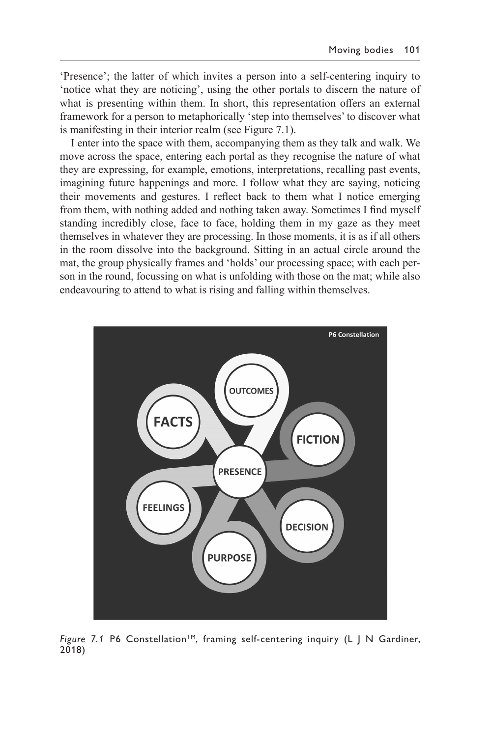'Presence'; the latter of which invites a person into a self-centering inquiry to 'notice what they are noticing', using the other portals to discern the nature of what is presenting within them. In short, this representation offers an external framework for a person to metaphorically 'step into themselves' to discover what is manifesting in their interior realm (see Figure 7.1).

I enter into the space with them, accompanying them as they talk and walk. We move across the space, entering each portal as they recognise the nature of what they are expressing, for example, emotions, interpretations, recalling past events, imagining future happenings and more. I follow what they are saying, noticing their movements and gestures. I reflect back to them what I notice emerging from them, with nothing added and nothing taken away. Sometimes I find myself standing incredibly close, face to face, holding them in my gaze as they meet themselves in whatever they are processing. In those moments, it is as if all others in the room dissolve into the background. Sitting in an actual circle around the mat, the group physically frames and 'holds' our processing space; with each person in the round, focussing on what is unfolding with those on the mat; while also endeavouring to attend to what is rising and falling within themselves.

P6 Constellation

OUTCOMES

FACTS

FICTION

PRESENCE

FEELINGS

DECISION

PURPOSE

*Figure 7.1* P6 Constellation™, framing self-centering inquiry (L J N Gardiner, 2018)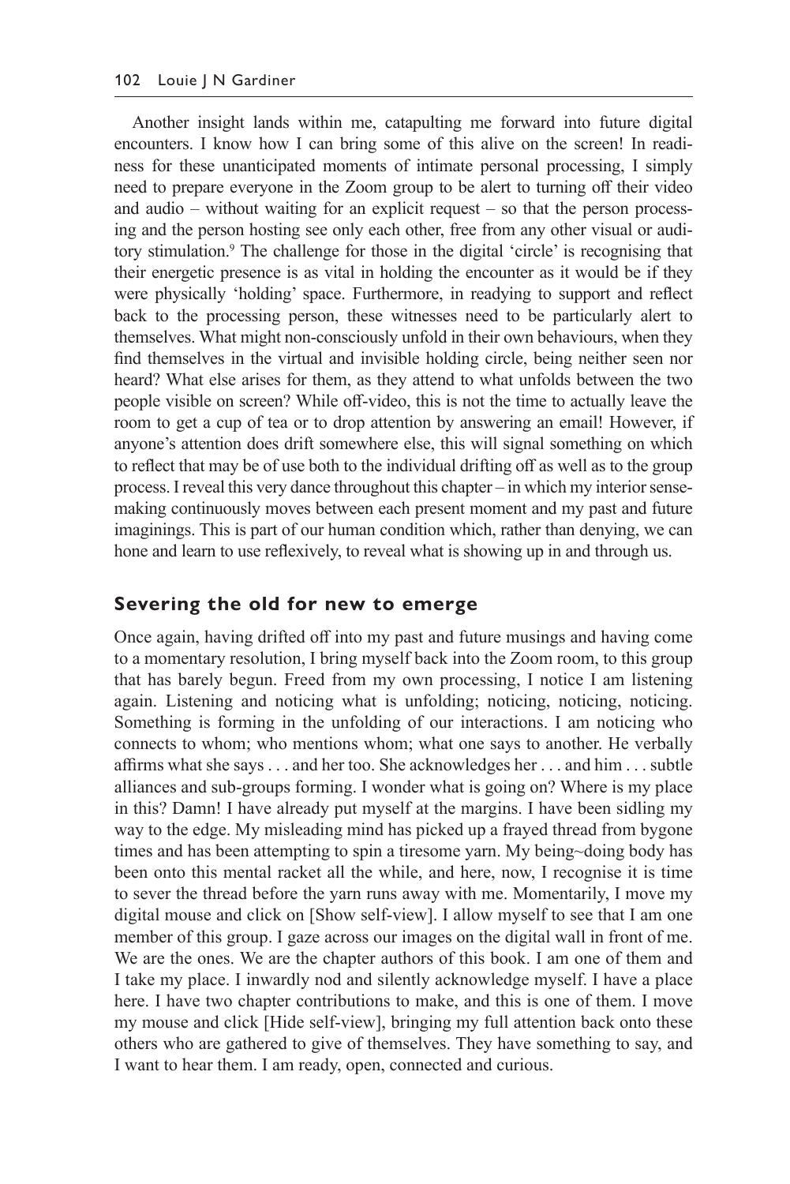Another insight lands within me, catapulting me forward into future digital encounters. I know how I can bring some of this alive on the screen! In readiness for these unanticipated moments of intimate personal processing, I simply need to prepare everyone in the Zoom group to be alert to turning off their video and audio – without waiting for an explicit request – so that the person processing and the person hosting see only each other, free from any other visual or auditory stimulation.[9] The challenge for those in the digital 'circle' is recognising that their energetic presence is as vital in holding the encounter as it would be if they were physically 'holding' space. Furthermore, in readying to support and reflect back to the processing person, these witnesses need to be particularly alert to themselves. What might non-consciously unfold in their own behaviours, when they find themselves in the virtual and invisible holding circle, being neither seen nor heard? What else arises for them, as they attend to what unfolds between the two people visible on screen? While off-video, this is not the time to actually leave the room to get a cup of tea or to drop attention by answering an email! However, if anyone's attention does drift somewhere else, this will signal something on which to reflect that may be of use both to the individual drifting off as well as to the group process. I reveal this very dance throughout this chapter – in which my interior sense-making continuously moves between each present moment and my past and future imaginings. This is part of our human condition which, rather than denying, we can hone and learn to use reflexively, to reveal what is showing up in and through us.

## Severing the old for new to emerge

Once again, having drifted off into my past and future musings and having come to a momentary resolution, I bring myself back into the Zoom room, to this group that has barely begun. Freed from my own processing, I notice I am listening again. Listening and noticing what is unfolding; noticing, noticing, noticing. Something is forming in the unfolding of our interactions. I am noticing who connects to whom; who mentions whom; what one says to another. He verbally affirms what she says . . . and her too. She acknowledges her . . . and him . . . subtle alliances and sub-groups forming. I wonder what is going on? Where is my place in this? Damn! I have already put myself at the margins. I have been sidling my way to the edge. My misleading mind has picked up a frayed thread from bygone times and has been attempting to spin a tiresome yarn. My being~doing body has been onto this mental racket all the while, and here, now, I recognise it is time to sever the thread before the yarn runs away with me. Momentarily, I move my digital mouse and click on [Show self-view]. I allow myself to see that I am one member of this group. I gaze across our images on the digital wall in front of me. We are the ones. We are the chapter authors of this book. I am one of them and I take my place. I inwardly nod and silently acknowledge myself. I have a place here. I have two chapter contributions to make, and this is one of them. I move my mouse and click [Hide self-view], bringing my full attention back onto these others who are gathered to give of themselves. They have something to say, and I want to hear them. I am ready, open, connected and curious.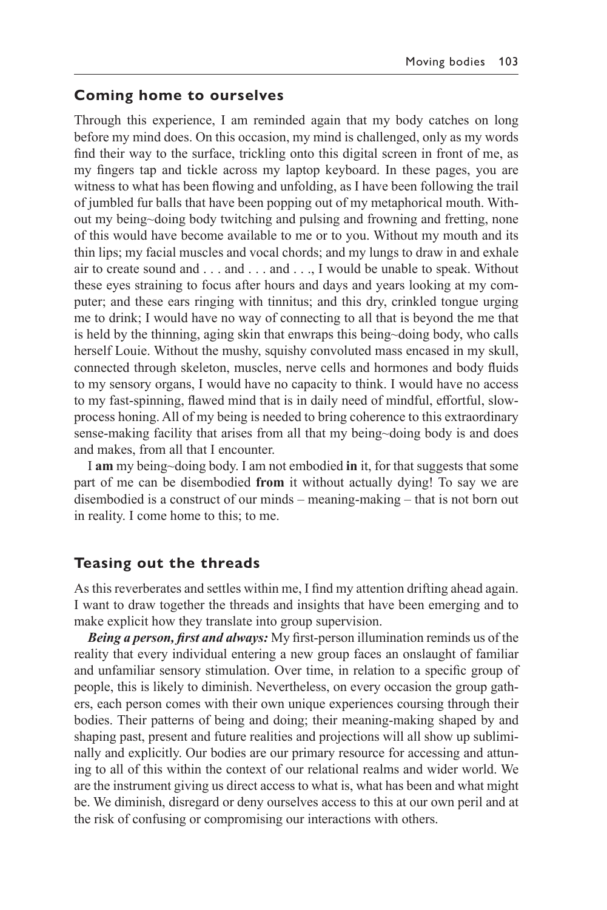## Coming home to ourselves

Through this experience, I am reminded again that my body catches on long before my mind does. On this occasion, my mind is challenged, only as my words find their way to the surface, trickling onto this digital screen in front of me, as my fingers tap and tickle across my laptop keyboard. In these pages, you are witness to what has been flowing and unfolding, as I have been following the trail of jumbled fur balls that have been popping out of my metaphorical mouth. Without my being~doing body twitching and pulsing and frowning and fretting, none of this would have become available to me or to you. Without my mouth and its thin lips; my facial muscles and vocal chords; and my lungs to draw in and exhale air to create sound and . . . and . . . and . . ., I would be unable to speak. Without these eyes straining to focus after hours and days and years looking at my computer; and these ears ringing with tinnitus; and this dry, crinkled tongue urging me to drink; I would have no way of connecting to all that is beyond the me that is held by the thinning, aging skin that enwraps this being~doing body, who calls herself Louie. Without the mushy, squishy convoluted mass encased in my skull, connected through skeleton, muscles, nerve cells and hormones and body fluids to my sensory organs, I would have no capacity to think. I would have no access to my fast-spinning, flawed mind that is in daily need of mindful, effortful, slow-process honing. All of my being is needed to bring coherence to this extraordinary sense-making facility that arises from all that my being~doing body is and does and makes, from all that I encounter.

I **am** my being~doing body. I am not embodied **in** it, for that suggests that some part of me can be disembodied **from** it without actually dying! To say we are disembodied is a construct of our minds – meaning-making – that is not born out in reality. I come home to this; to me.

## Teasing out the threads

As this reverberates and settles within me, I find my attention drifting ahead again. I want to draw together the threads and insights that have been emerging and to make explicit how they translate into group supervision.

***Being a person, first and always:*** My first-person illumination reminds us of the reality that every individual entering a new group faces an onslaught of familiar and unfamiliar sensory stimulation. Over time, in relation to a specific group of people, this is likely to diminish. Nevertheless, on every occasion the group gathers, each person comes with their own unique experiences coursing through their bodies. Their patterns of being and doing; their meaning-making shaped by and shaping past, present and future realities and projections will all show up subliminally and explicitly. Our bodies are our primary resource for accessing and attuning to all of this within the context of our relational realms and wider world. We are the instrument giving us direct access to what is, what has been and what might be. We diminish, disregard or deny ourselves access to this at our own peril and at the risk of confusing or compromising our interactions with others.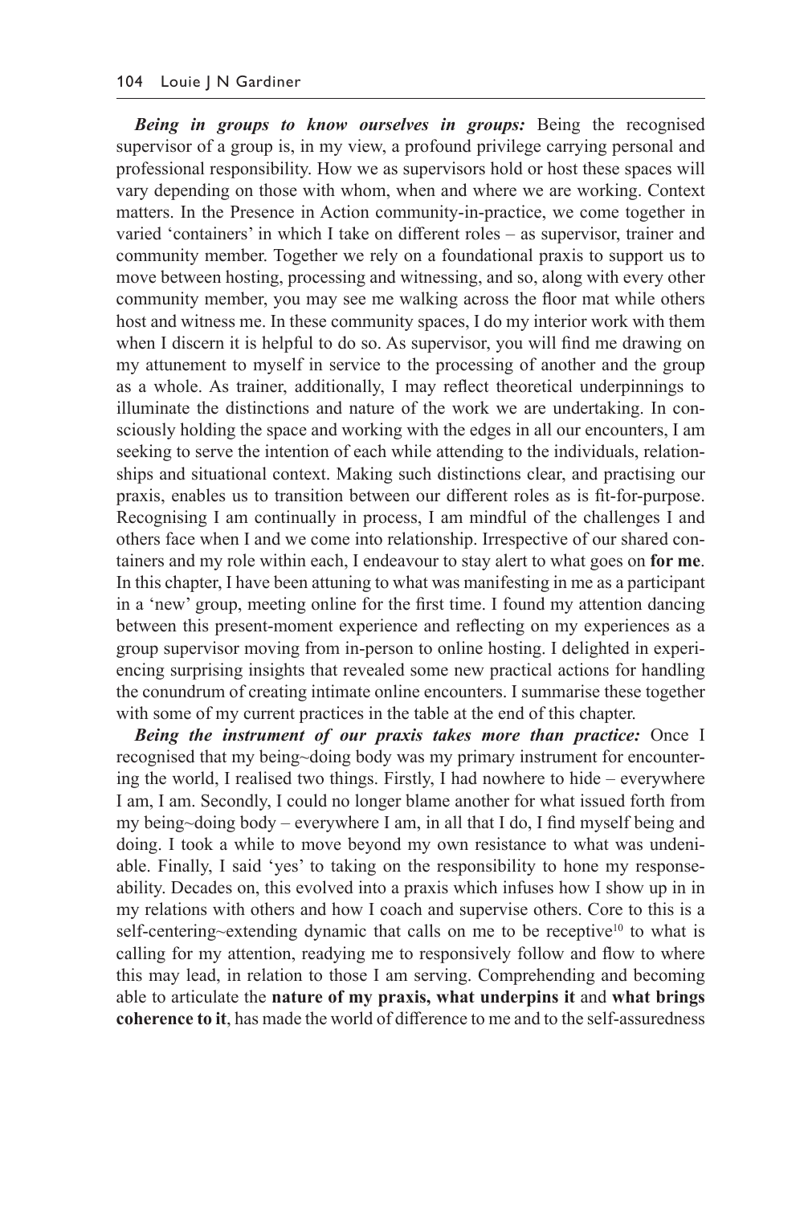***Being in groups to know ourselves in groups:*** Being the recognised supervisor of a group is, in my view, a profound privilege carrying personal and professional responsibility. How we as supervisors hold or host these spaces will vary depending on those with whom, when and where we are working. Context matters. In the Presence in Action community-in-practice, we come together in varied 'containers' in which I take on different roles – as supervisor, trainer and community member. Together we rely on a foundational praxis to support us to move between hosting, processing and witnessing, and so, along with every other community member, you may see me walking across the floor mat while others host and witness me. In these community spaces, I do my interior work with them when I discern it is helpful to do so. As supervisor, you will find me drawing on my attunement to myself in service to the processing of another and the group as a whole. As trainer, additionally, I may reflect theoretical underpinnings to illuminate the distinctions and nature of the work we are undertaking. In consciously holding the space and working with the edges in all our encounters, I am seeking to serve the intention of each while attending to the individuals, relationships and situational context. Making such distinctions clear, and practising our praxis, enables us to transition between our different roles as is fit-for-purpose. Recognising I am continually in process, I am mindful of the challenges I and others face when I and we come into relationship. Irrespective of our shared containers and my role within each, I endeavour to stay alert to what goes on **for me**. In this chapter, I have been attuning to what was manifesting in me as a participant in a 'new' group, meeting online for the first time. I found my attention dancing between this present-moment experience and reflecting on my experiences as a group supervisor moving from in-person to online hosting. I delighted in experiencing surprising insights that revealed some new practical actions for handling the conundrum of creating intimate online encounters. I summarise these together with some of my current practices in the table at the end of this chapter.

***Being the instrument of our praxis takes more than practice:*** Once I recognised that my being~doing body was my primary instrument for encountering the world, I realised two things. Firstly, I had nowhere to hide – everywhere I am, I am. Secondly, I could no longer blame another for what issued forth from my being~doing body – everywhere I am, in all that I do, I find myself being and doing. I took a while to move beyond my own resistance to what was undeniable. Finally, I said 'yes' to taking on the responsibility to hone my response-ability. Decades on, this evolved into a praxis which infuses how I show up in in my relations with others and how I coach and supervise others. Core to this is a self-centering~extending dynamic that calls on me to be receptive[10] to what is calling for my attention, readying me to responsively follow and flow to where this may lead, in relation to those I am serving. Comprehending and becoming able to articulate the **nature of my praxis, what underpins it** and **what brings coherence to it**, has made the world of difference to me and to the self-assuredness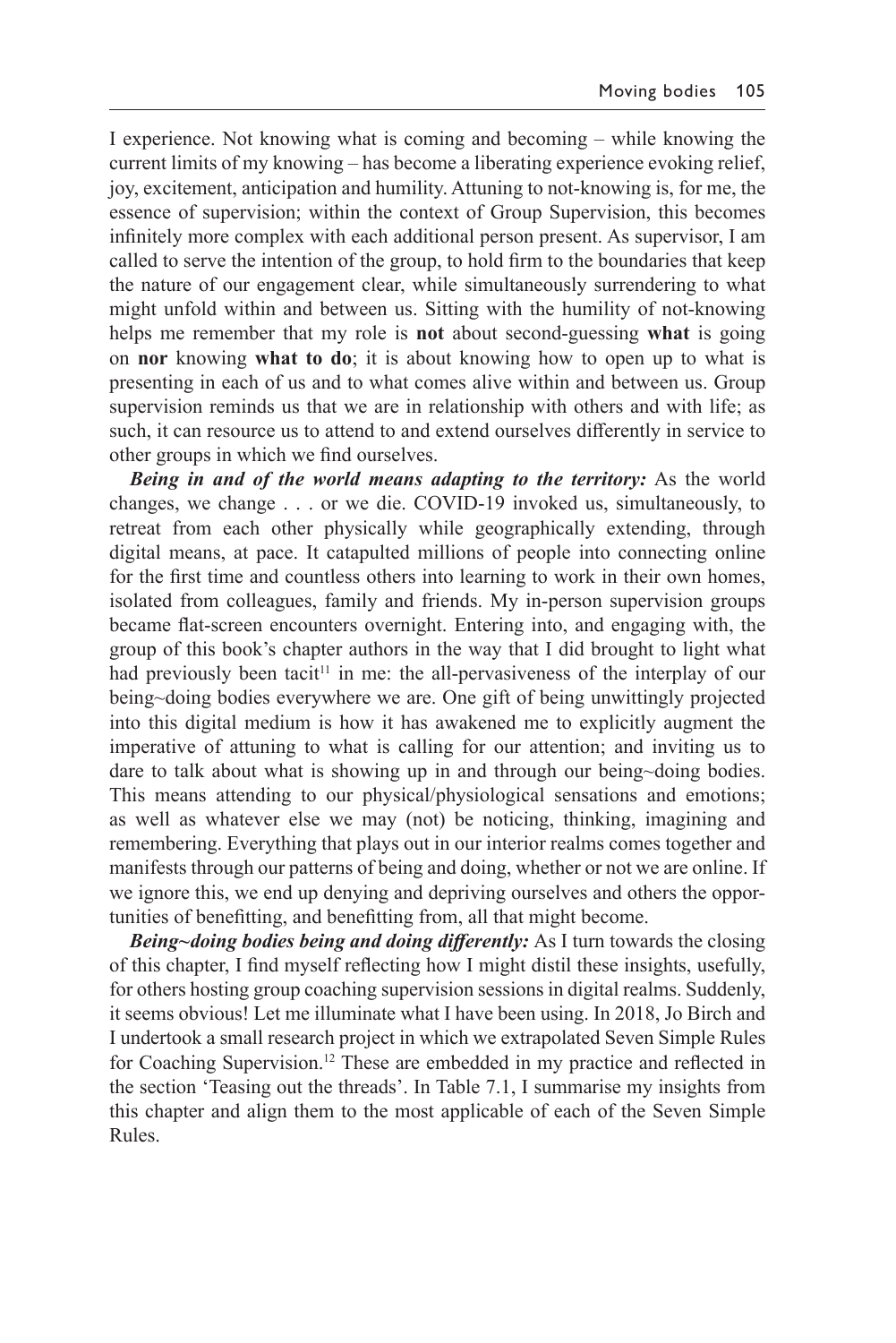I experience. Not knowing what is coming and becoming – while knowing the current limits of my knowing – has become a liberating experience evoking relief, joy, excitement, anticipation and humility. Attuning to not-knowing is, for me, the essence of supervision; within the context of Group Supervision, this becomes infinitely more complex with each additional person present. As supervisor, I am called to serve the intention of the group, to hold firm to the boundaries that keep the nature of our engagement clear, while simultaneously surrendering to what might unfold within and between us. Sitting with the humility of not-knowing helps me remember that my role is **not** about second-guessing **what** is going on **nor** knowing **what to do**; it is about knowing how to open up to what is presenting in each of us and to what comes alive within and between us. Group supervision reminds us that we are in relationship with others and with life; as such, it can resource us to attend to and extend ourselves differently in service to other groups in which we find ourselves.

***Being in and of the world means adapting to the territory:*** As the world changes, we change . . . or we die. COVID-19 invoked us, simultaneously, to retreat from each other physically while geographically extending, through digital means, at pace. It catapulted millions of people into connecting online for the first time and countless others into learning to work in their own homes, isolated from colleagues, family and friends. My in-person supervision groups became flat-screen encounters overnight. Entering into, and engaging with, the group of this book's chapter authors in the way that I did brought to light what had previously been tacit[11] in me: the all-pervasiveness of the interplay of our being~doing bodies everywhere we are. One gift of being unwittingly projected into this digital medium is how it has awakened me to explicitly augment the imperative of attuning to what is calling for our attention; and inviting us to dare to talk about what is showing up in and through our being~doing bodies. This means attending to our physical/physiological sensations and emotions; as well as whatever else we may (not) be noticing, thinking, imagining and remembering. Everything that plays out in our interior realms comes together and manifests through our patterns of being and doing, whether or not we are online. If we ignore this, we end up denying and depriving ourselves and others the opportunities of benefitting, and benefitting from, all that might become.

***Being~doing bodies being and doing differently:*** As I turn towards the closing of this chapter, I find myself reflecting how I might distil these insights, usefully, for others hosting group coaching supervision sessions in digital realms. Suddenly, it seems obvious! Let me illuminate what I have been using. In 2018, Jo Birch and I undertook a small research project in which we extrapolated Seven Simple Rules for Coaching Supervision.[12] These are embedded in my practice and reflected in the section 'Teasing out the threads'. In Table 7.1, I summarise my insights from this chapter and align them to the most applicable of each of the Seven Simple Rules.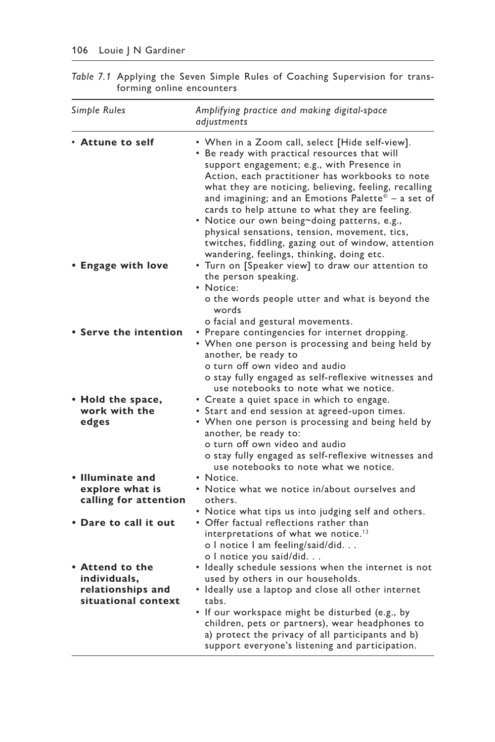*Table 7.1* Applying the Seven Simple Rules of Coaching Supervision for transforming online encounters

| *Simple Rules* | *Amplifying practice and making digital-space adjustments* |
|---|---|
| • **Attune to self** | • When in a Zoom call, select [Hide self-view].<br>• Be ready with practical resources that will support engagement; e.g., with Presence in Action, each practitioner has workbooks to note what they are noticing, believing, feeling, recalling and imagining; and an Emotions Palette© – a set of cards to help attune to what they are feeling.<br>• Notice our own being~doing patterns, e.g., physical sensations, tension, movement, tics, twitches, fiddling, gazing out of window, attention wandering, feelings, thinking, doing etc. |
| • **Engage with love** | • Turn on [Speaker view] to draw our attention to the person speaking.<br>• Notice:<br>o the words people utter and what is beyond the words<br>o facial and gestural movements. |
| • **Serve the intention** | • Prepare contingencies for internet dropping.<br>• When one person is processing and being held by another, be ready to<br>o turn off own video and audio<br>o stay fully engaged as self-reflexive witnesses and use notebooks to note what we notice. |
| • **Hold the space, work with the edges** | • Create a quiet space in which to engage.<br>• Start and end session at agreed-upon times.<br>• When one person is processing and being held by another, be ready to:<br>o turn off own video and audio<br>o stay fully engaged as self-reflexive witnesses and use notebooks to note what we notice. |
| • **Illuminate and explore what is calling for attention** | • Notice.<br>• Notice what we notice in/about ourselves and others.<br>• Notice what tips us into judging self and others. |
| • **Dare to call it out** | • Offer factual reflections rather than interpretations of what we notice.[13]<br>o I notice I am feeling/said/did. . .<br>o I notice you said/did. . . |
| • **Attend to the individuals, relationships and situational context** | • Ideally schedule sessions when the internet is not used by others in our households.<br>• Ideally use a laptop and close all other internet tabs.<br>• If our workspace might be disturbed (e.g., by children, pets or partners), wear headphones to a) protect the privacy of all participants and b) support everyone's listening and participation. |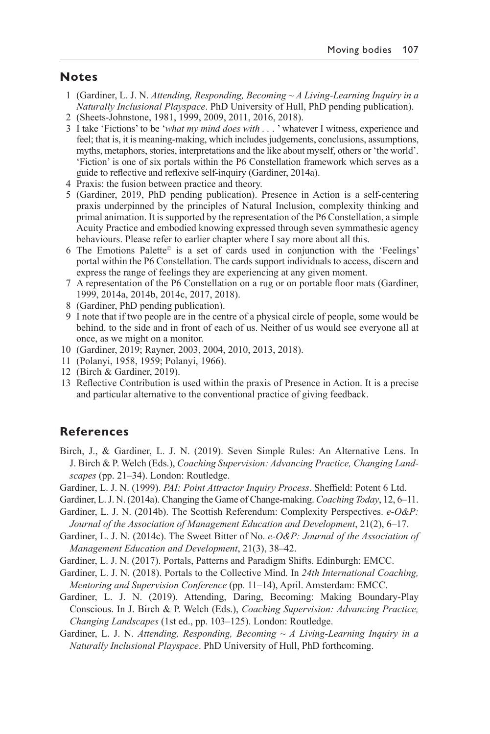## Notes

1. (Gardiner, L. J. N. *Attending, Responding, Becoming ~ A Living-Learning Inquiry in a Naturally Inclusional Playspace*. PhD University of Hull, PhD pending publication).
2. (Sheets-Johnstone, 1981, 1999, 2009, 2011, 2016, 2018).
3. I take 'Fictions' to be '*what my mind does with . . .* ' whatever I witness, experience and feel; that is, it is meaning-making, which includes judgements, conclusions, assumptions, myths, metaphors, stories, interpretations and the like about myself, others or 'the world'. 'Fiction' is one of six portals within the P6 Constellation framework which serves as a guide to reflective and reflexive self-inquiry (Gardiner, 2014a).
4. Praxis: the fusion between practice and theory.
5. (Gardiner, 2019, PhD pending publication). Presence in Action is a self-centering praxis underpinned by the principles of Natural Inclusion, complexity thinking and primal animation. It is supported by the representation of the P6 Constellation, a simple Acuity Practice and embodied knowing expressed through seven symmathesic agency behaviours. Please refer to earlier chapter where I say more about all this.
6. The Emotions Palette© is a set of cards used in conjunction with the 'Feelings' portal within the P6 Constellation. The cards support individuals to access, discern and express the range of feelings they are experiencing at any given moment.
7. A representation of the P6 Constellation on a rug or on portable floor mats (Gardiner, 1999, 2014a, 2014b, 2014c, 2017, 2018).
8. (Gardiner, PhD pending publication).
9. I note that if two people are in the centre of a physical circle of people, some would be behind, to the side and in front of each of us. Neither of us would see everyone all at once, as we might on a monitor.
10. (Gardiner, 2019; Rayner, 2003, 2004, 2010, 2013, 2018).
11. (Polanyi, 1958, 1959; Polanyi, 1966).
12. (Birch & Gardiner, 2019).
13. Reflective Contribution is used within the praxis of Presence in Action. It is a precise and particular alternative to the conventional practice of giving feedback.

## References

Birch, J., & Gardiner, L. J. N. (2019). Seven Simple Rules: An Alternative Lens. In J. Birch & P. Welch (Eds.), *Coaching Supervision: Advancing Practice, Changing Landscapes* (pp. 21–34). London: Routledge.

Gardiner, L. J. N. (1999). *PAI: Point Attractor Inquiry Process*. Sheffield: Potent 6 Ltd.

Gardiner, L. J. N. (2014a). Changing the Game of Change-making. *Coaching Today*, 12, 6–11.

Gardiner, L. J. N. (2014b). The Scottish Referendum: Complexity Perspectives. *e-O&P: Journal of the Association of Management Education and Development*, 21(2), 6–17.

Gardiner, L. J. N. (2014c). The Sweet Bitter of No. *e-O&P: Journal of the Association of Management Education and Development*, 21(3), 38–42.

Gardiner, L. J. N. (2017). Portals, Patterns and Paradigm Shifts. Edinburgh: EMCC.

Gardiner, L. J. N. (2018). Portals to the Collective Mind. In *24th International Coaching, Mentoring and Supervision Conference* (pp. 11–14), April. Amsterdam: EMCC.

Gardiner, L. J. N. (2019). Attending, Daring, Becoming: Making Boundary-Play Conscious. In J. Birch & P. Welch (Eds.), *Coaching Supervision: Advancing Practice, Changing Landscapes* (1st ed., pp. 103–125). London: Routledge.

Gardiner, L. J. N. *Attending, Responding, Becoming ~ A Living-Learning Inquiry in a Naturally Inclusional Playspace*. PhD University of Hull, PhD forthcoming.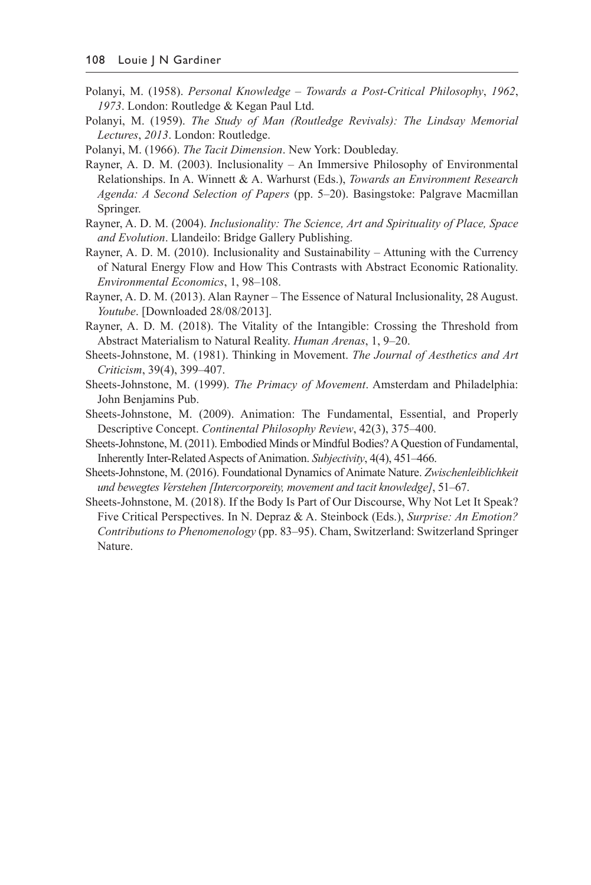Polanyi, M. (1958). *Personal Knowledge – Towards a Post-Critical Philosophy*, *1962*, *1973*. London: Routledge & Kegan Paul Ltd.

Polanyi, M. (1959). *The Study of Man (Routledge Revivals): The Lindsay Memorial Lectures*, *2013*. London: Routledge.

Polanyi, M. (1966). *The Tacit Dimension*. New York: Doubleday.

Rayner, A. D. M. (2003). Inclusionality – An Immersive Philosophy of Environmental Relationships. In A. Winnett & A. Warhurst (Eds.), *Towards an Environment Research Agenda: A Second Selection of Papers* (pp. 5–20). Basingstoke: Palgrave Macmillan Springer.

Rayner, A. D. M. (2004). *Inclusionality: The Science, Art and Spirituality of Place, Space and Evolution*. Llandeilo: Bridge Gallery Publishing.

Rayner, A. D. M. (2010). Inclusionality and Sustainability – Attuning with the Currency of Natural Energy Flow and How This Contrasts with Abstract Economic Rationality. *Environmental Economics*, 1, 98–108.

Rayner, A. D. M. (2013). Alan Rayner – The Essence of Natural Inclusionality, 28 August. *Youtube*. [Downloaded 28/08/2013].

Rayner, A. D. M. (2018). The Vitality of the Intangible: Crossing the Threshold from Abstract Materialism to Natural Reality. *Human Arenas*, 1, 9–20.

Sheets-Johnstone, M. (1981). Thinking in Movement. *The Journal of Aesthetics and Art Criticism*, 39(4), 399–407.

Sheets-Johnstone, M. (1999). *The Primacy of Movement*. Amsterdam and Philadelphia: John Benjamins Pub.

Sheets-Johnstone, M. (2009). Animation: The Fundamental, Essential, and Properly Descriptive Concept. *Continental Philosophy Review*, 42(3), 375–400.

Sheets-Johnstone, M. (2011). Embodied Minds or Mindful Bodies? A Question of Fundamental, Inherently Inter-Related Aspects of Animation. *Subjectivity*, 4(4), 451–466.

Sheets-Johnstone, M. (2016). Foundational Dynamics of Animate Nature. *Zwischenleiblichkeit und bewegtes Verstehen [Intercorporeity, movement and tacit knowledge]*, 51–67.

Sheets-Johnstone, M. (2018). If the Body Is Part of Our Discourse, Why Not Let It Speak? Five Critical Perspectives. In N. Depraz & A. Steinbock (Eds.), *Surprise: An Emotion? Contributions to Phenomenology* (pp. 83–95). Cham, Switzerland: Switzerland Springer Nature.